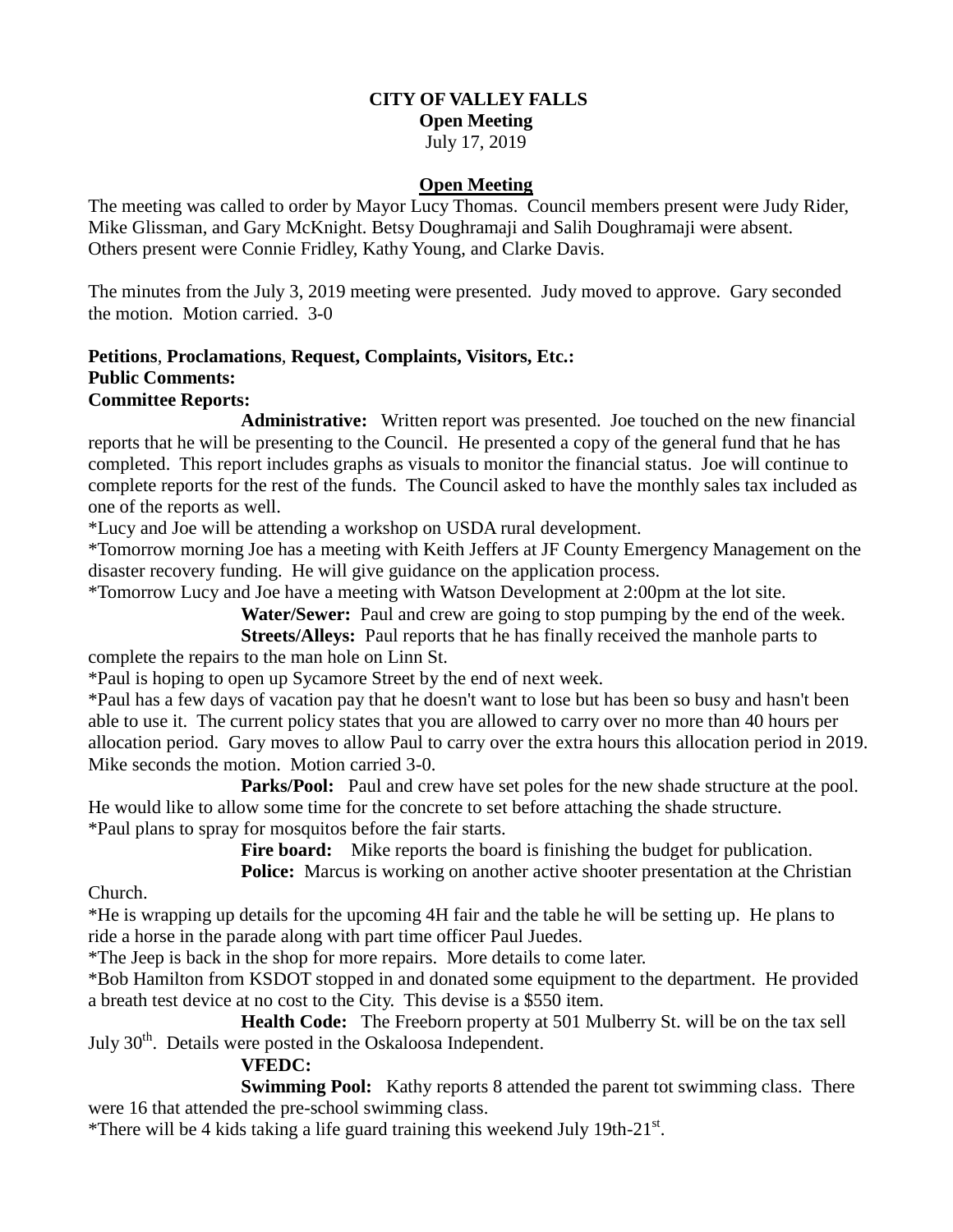**CITY OF VALLEY FALLS**
**Open Meeting**
July 17, 2019

**Open Meeting**

The meeting was called to order by Mayor Lucy Thomas. Council members present were Judy Rider, Mike Glissman, and Gary McKnight. Betsy Doughramaji and Salih Doughramaji were absent. Others present were Connie Fridley, Kathy Young, and Clarke Davis.

The minutes from the July 3, 2019 meeting were presented. Judy moved to approve. Gary seconded the motion. Motion carried. 3-0

**Petitions**, **Proclamations**, **Request, Complaints, Visitors, Etc.:**
**Public Comments:**
**Committee Reports:**

**Administrative:** Written report was presented. Joe touched on the new financial reports that he will be presenting to the Council. He presented a copy of the general fund that he has completed. This report includes graphs as visuals to monitor the financial status. Joe will continue to complete reports for the rest of the funds. The Council asked to have the monthly sales tax included as one of the reports as well.

*Lucy and Joe will be attending a workshop on USDA rural development.

*Tomorrow morning Joe has a meeting with Keith Jeffers at JF County Emergency Management on the disaster recovery funding. He will give guidance on the application process.

*Tomorrow Lucy and Joe have a meeting with Watson Development at 2:00pm at the lot site.

**Water/Sewer:** Paul and crew are going to stop pumping by the end of the week.

**Streets/Alleys:** Paul reports that he has finally received the manhole parts to complete the repairs to the man hole on Linn St.

*Paul is hoping to open up Sycamore Street by the end of next week.

*Paul has a few days of vacation pay that he doesn't want to lose but has been so busy and hasn't been able to use it. The current policy states that you are allowed to carry over no more than 40 hours per allocation period. Gary moves to allow Paul to carry over the extra hours this allocation period in 2019. Mike seconds the motion. Motion carried 3-0.

**Parks/Pool:** Paul and crew have set poles for the new shade structure at the pool. He would like to allow some time for the concrete to set before attaching the shade structure.

*Paul plans to spray for mosquitos before the fair starts.

**Fire board:** Mike reports the board is finishing the budget for publication.

**Police:** Marcus is working on another active shooter presentation at the Christian Church.

*He is wrapping up details for the upcoming 4H fair and the table he will be setting up. He plans to ride a horse in the parade along with part time officer Paul Juedes.

*The Jeep is back in the shop for more repairs. More details to come later.

*Bob Hamilton from KSDOT stopped in and donated some equipment to the department. He provided a breath test device at no cost to the City. This devise is a $550 item.

**Health Code:** The Freeborn property at 501 Mulberry St. will be on the tax sell July 30th. Details were posted in the Oskaloosa Independent.

**VFEDC:**

**Swimming Pool:** Kathy reports 8 attended the parent tot swimming class. There were 16 that attended the pre-school swimming class.

*There will be 4 kids taking a life guard training this weekend July 19th-21st.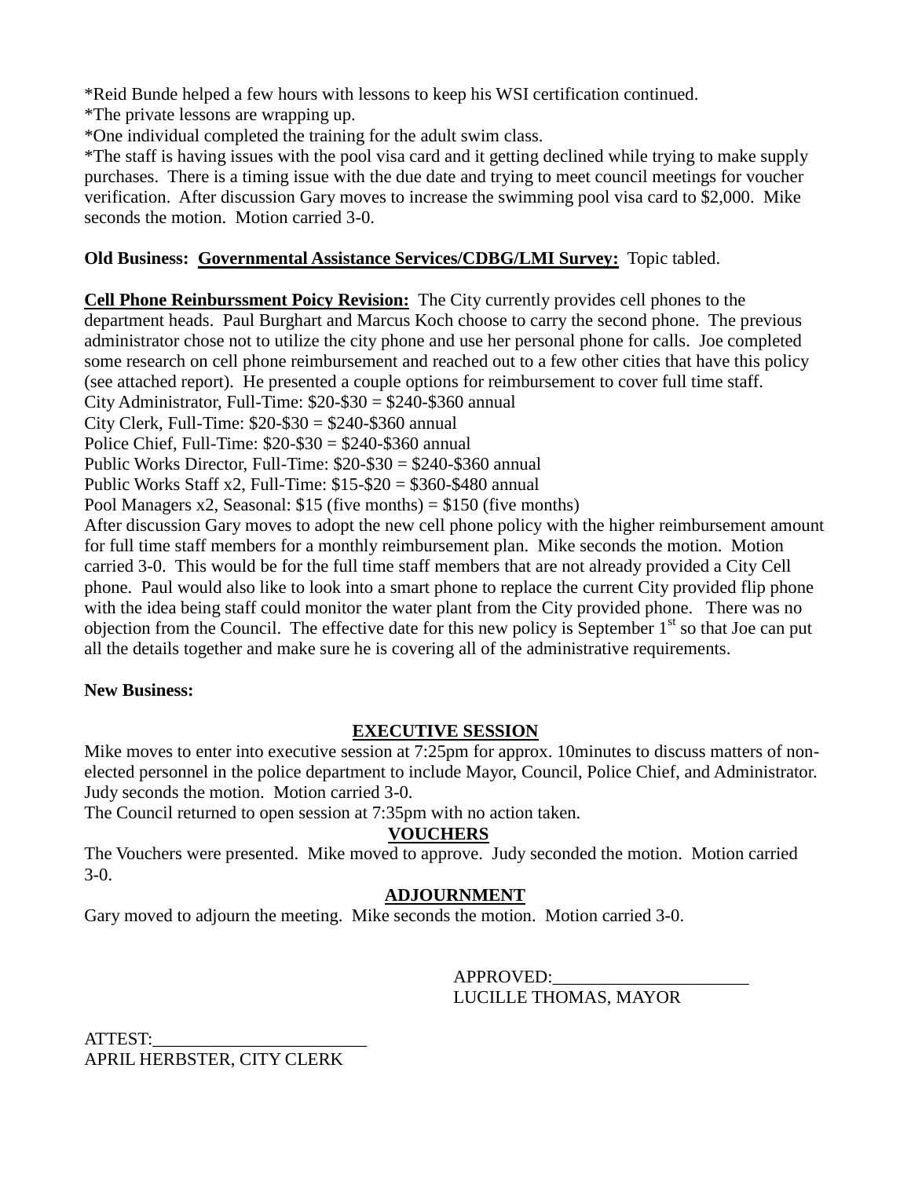*Reid Bunde helped a few hours with lessons to keep his WSI certification continued.
*The private lessons are wrapping up.
*One individual completed the training for the adult swim class.
*The staff is having issues with the pool visa card and it getting declined while trying to make supply purchases. There is a timing issue with the due date and trying to meet council meetings for voucher verification. After discussion Gary moves to increase the swimming pool visa card to $2,000. Mike seconds the motion. Motion carried 3-0.

**Old Business:** **Governmental Assistance Services/CDBG/LMI Survey:** Topic tabled.

**Cell Phone Reimburssment Poicy Revision:** The City currently provides cell phones to the department heads. Paul Burghart and Marcus Koch choose to carry the second phone. The previous administrator chose not to utilize the city phone and use her personal phone for calls. Joe completed some research on cell phone reimbursement and reached out to a few other cities that have this policy (see attached report). He presented a couple options for reimbursement to cover full time staff.
City Administrator, Full-Time: $20-$30 = $240-$360 annual
City Clerk, Full-Time: $20-$30 = $240-$360 annual
Police Chief, Full-Time: $20-$30 = $240-$360 annual
Public Works Director, Full-Time: $20-$30 = $240-$360 annual
Public Works Staff x2, Full-Time: $15-$20 = $360-$480 annual
Pool Managers x2, Seasonal: $15 (five months) = $150 (five months)
After discussion Gary moves to adopt the new cell phone policy with the higher reimbursement amount for full time staff members for a monthly reimbursement plan. Mike seconds the motion. Motion carried 3-0. This would be for the full time staff members that are not already provided a City Cell phone. Paul would also like to look into a smart phone to replace the current City provided flip phone with the idea being staff could monitor the water plant from the City provided phone. There was no objection from the Council. The effective date for this new policy is September 1st so that Joe can put all the details together and make sure he is covering all of the administrative requirements.

**New Business:**

## EXECUTIVE SESSION

Mike moves to enter into executive session at 7:25pm for approx. 10minutes to discuss matters of non-elected personnel in the police department to include Mayor, Council, Police Chief, and Administrator. Judy seconds the motion. Motion carried 3-0.
The Council returned to open session at 7:35pm with no action taken.

## VOUCHERS

The Vouchers were presented. Mike moved to approve. Judy seconded the motion. Motion carried 3-0.

## ADJOURNMENT

Gary moved to adjourn the meeting. Mike seconds the motion. Motion carried 3-0.

APPROVED:______________________
LUCILLE THOMAS, MAYOR

ATTEST:________________________
APRIL HERBSTER, CITY CLERK